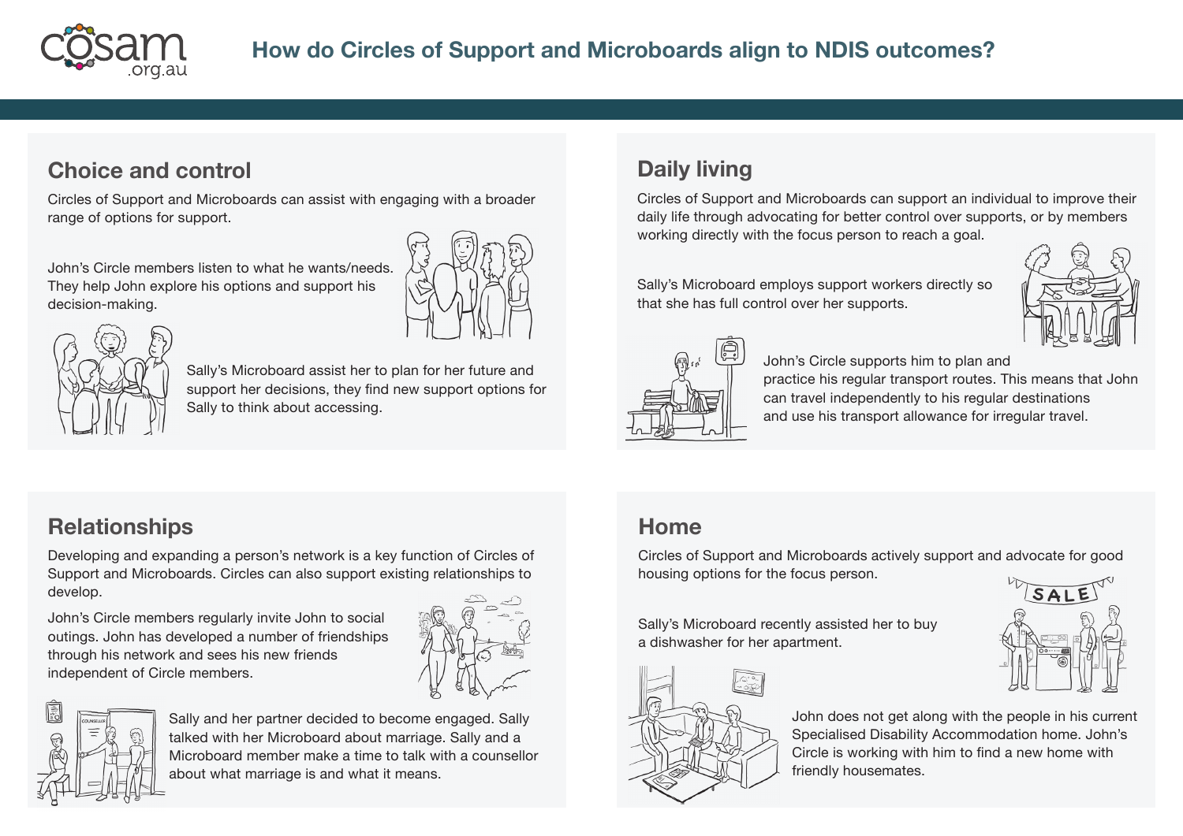# How do Circles of Support and Microboards align to NDIS outcomes?

## Choice and control

Circles of Support and Microboards can assist with engaging with a broader range of options for support.

John's Circle members listen to what he wants/needs. They help John explore his options and support his decision-making.

Sally's Microboard assist her to plan for her future and support her decisions, they find new support options for Sally to think about accessing.

## Daily living

Circles of Support and Microboards can support an individual to improve their daily life through advocating for better control over supports, or by members working directly with the focus person to reach a goal.

Sally's Microboard employs support workers directly so that she has full control over her supports.

John's Circle supports him to plan and practice his regular transport routes. This means that John can travel independently to his regular destinations and use his transport allowance for irregular travel.

## Relationships

Developing and expanding a person's network is a key function of Circles of Support and Microboards. Circles can also support existing relationships to develop.

John's Circle members regularly invite John to social outings. John has developed a number of friendships through his network and sees his new friends independent of Circle members.

Sally and her partner decided to become engaged. Sally talked with her Microboard about marriage. Sally and a Microboard member make a time to talk with a counsellor about what marriage is and what it means.

## Home

Circles of Support and Microboards actively support and advocate for good housing options for the focus person.

Sally's Microboard recently assisted her to buy a dishwasher for her apartment.

John does not get along with the people in his current Specialised Disability Accommodation home. John's Circle is working with him to find a new home with friendly housemates.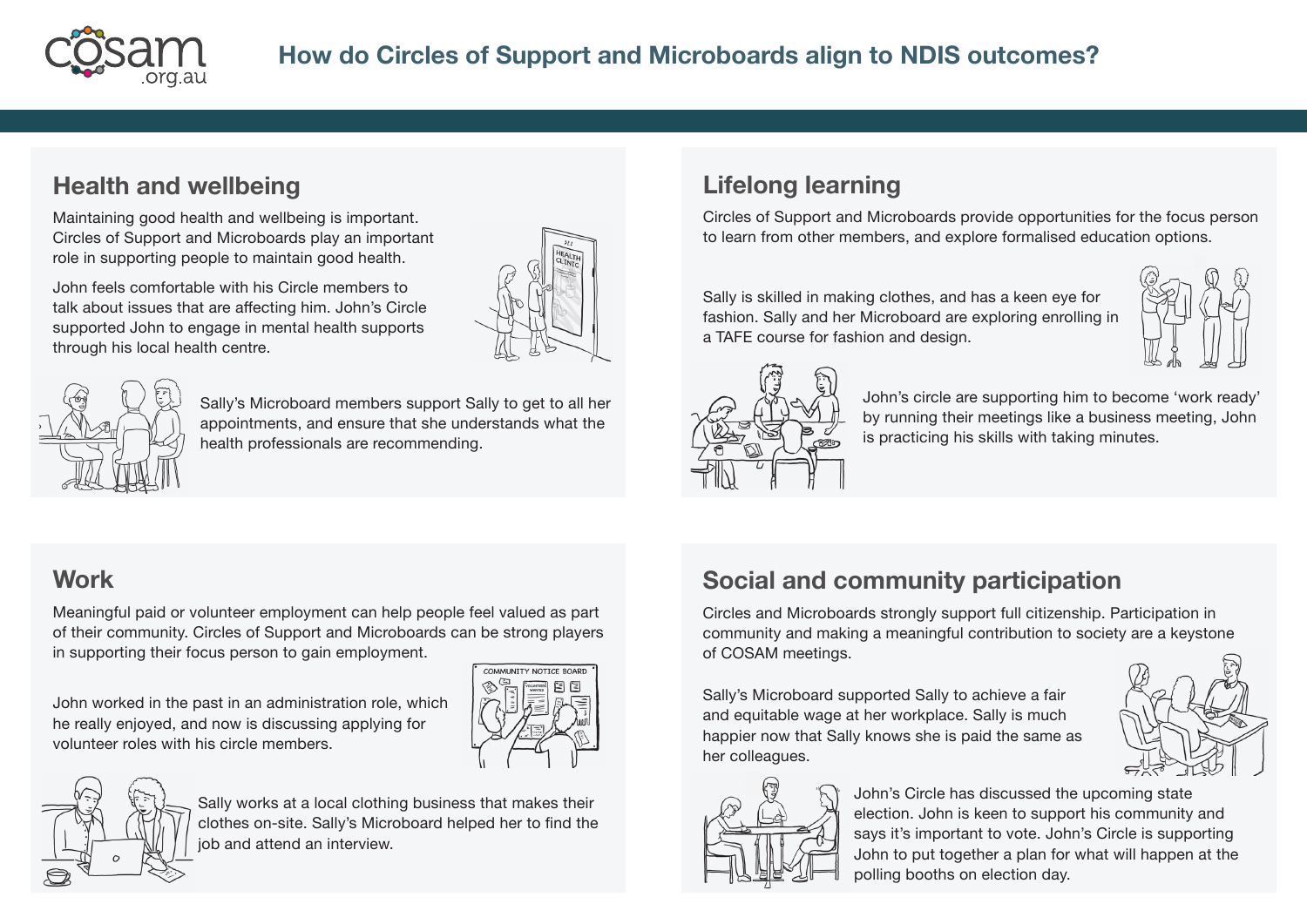# How do Circles of Support and Microboards align to NDIS outcomes?

## Health and wellbeing

Maintaining good health and wellbeing is important. Circles of Support and Microboards play an important role in supporting people to maintain good health.

John feels comfortable with his Circle members to talk about issues that are affecting him. John's Circle supported John to engage in mental health supports through his local health centre.

Sally's Microboard members support Sally to get to all her appointments, and ensure that she understands what the health professionals are recommending.

## Lifelong learning

Circles of Support and Microboards provide opportunities for the focus person to learn from other members, and explore formalised education options.

Sally is skilled in making clothes, and has a keen eye for fashion. Sally and her Microboard are exploring enrolling in a TAFE course for fashion and design.

John's circle are supporting him to become 'work ready' by running their meetings like a business meeting, John is practicing his skills with taking minutes.

## Work

Meaningful paid or volunteer employment can help people feel valued as part of their community. Circles of Support and Microboards can be strong players in supporting their focus person to gain employment.

John worked in the past in an administration role, which he really enjoyed, and now is discussing applying for volunteer roles with his circle members.

Sally works at a local clothing business that makes their clothes on-site. Sally's Microboard helped her to find the job and attend an interview.

## Social and community participation

Circles and Microboards strongly support full citizenship. Participation in community and making a meaningful contribution to society are a keystone of COSAM meetings.

Sally's Microboard supported Sally to achieve a fair and equitable wage at her workplace. Sally is much happier now that Sally knows she is paid the same as her colleagues.

John's Circle has discussed the upcoming state election. John is keen to support his community and says it's important to vote. John's Circle is supporting John to put together a plan for what will happen at the polling booths on election day.